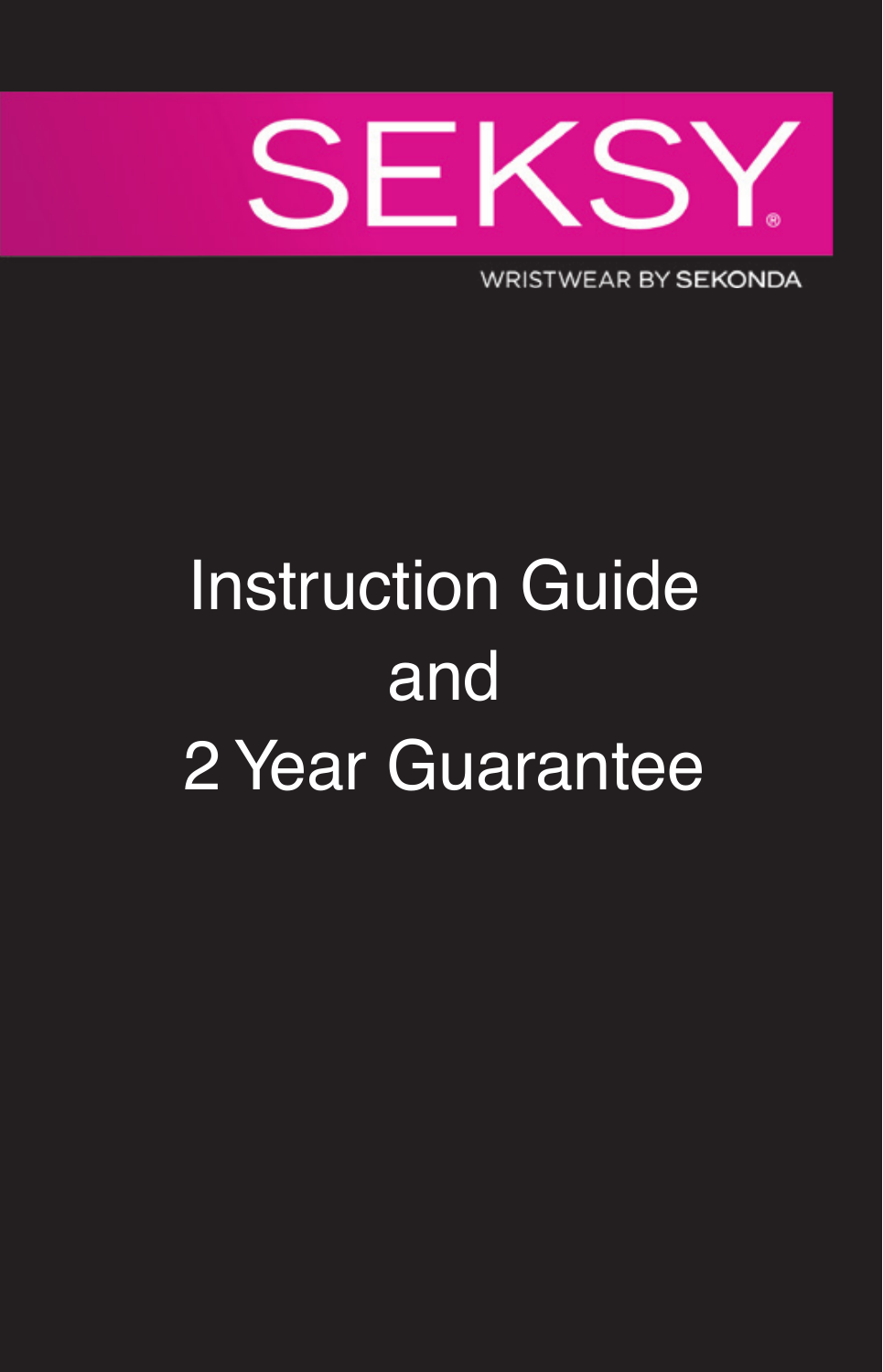# SEKSY®

WRISTWEAR BY SEKONDA

# Instruction Guide and 2 Year Guarantee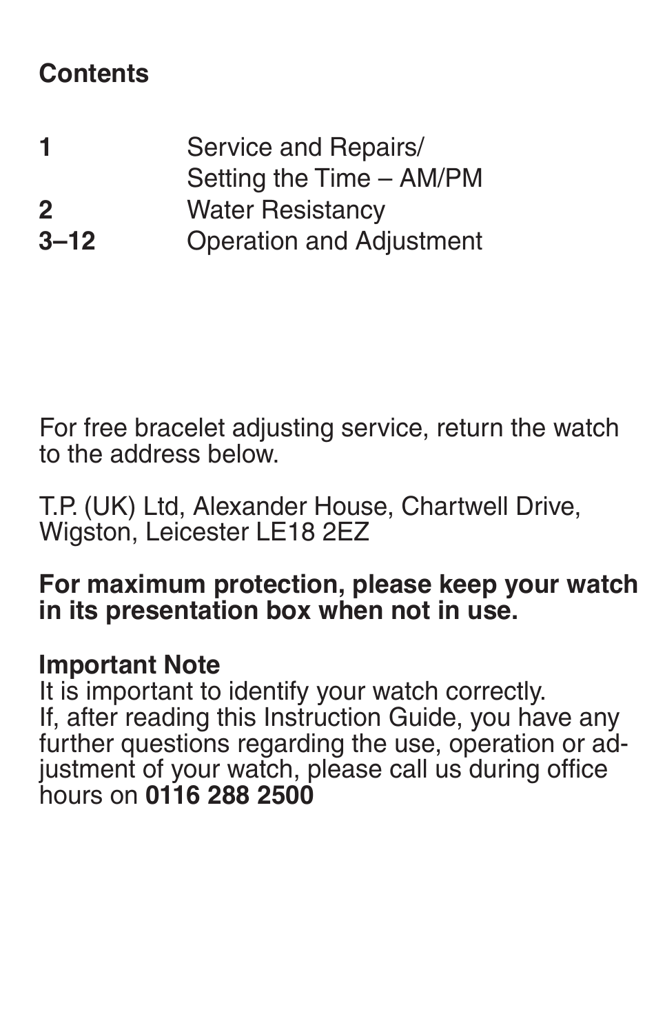**Contents**

| | |
|---|---|
| **1** | Service and Repairs/ Setting the Time – AM/PM |
| **2** | Water Resistancy |
| **3–12** | Operation and Adjustment |

For free bracelet adjusting service, return the watch to the address below.

T.P. (UK) Ltd, Alexander House, Chartwell Drive, Wigston, Leicester LE18 2EZ

**For maximum protection, please keep your watch in its presentation box when not in use.**

**Important Note**
It is important to identify your watch correctly.
If, after reading this Instruction Guide, you have any further questions regarding the use, operation or adjustment of your watch, please call us during office hours on **0116 288 2500**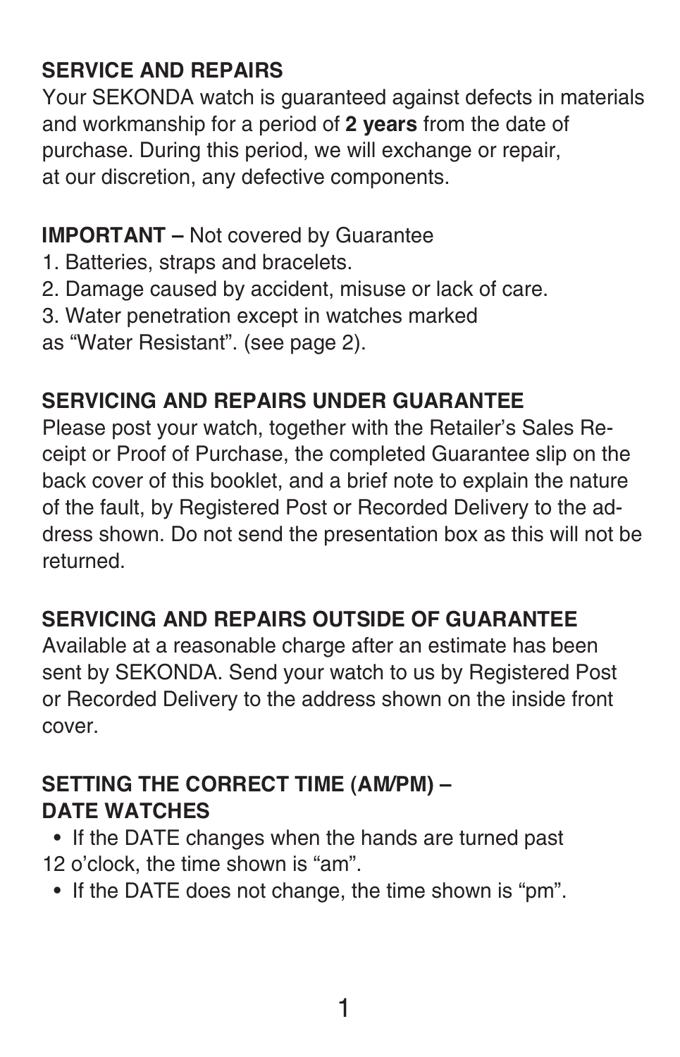## SERVICE AND REPAIRS

Your SEKONDA watch is guaranteed against defects in materials and workmanship for a period of **2 years** from the date of purchase. During this period, we will exchange or repair, at our discretion, any defective components.

**IMPORTANT –** Not covered by Guarantee

1. Batteries, straps and bracelets.
2. Damage caused by accident, misuse or lack of care.
3. Water penetration except in watches marked as "Water Resistant". (see page 2).

## SERVICING AND REPAIRS UNDER GUARANTEE

Please post your watch, together with the Retailer's Sales Receipt or Proof of Purchase, the completed Guarantee slip on the back cover of this booklet, and a brief note to explain the nature of the fault, by Registered Post or Recorded Delivery to the address shown. Do not send the presentation box as this will not be returned.

## SERVICING AND REPAIRS OUTSIDE OF GUARANTEE

Available at a reasonable charge after an estimate has been sent by SEKONDA. Send your watch to us by Registered Post or Recorded Delivery to the address shown on the inside front cover.

## SETTING THE CORRECT TIME (AM/PM) – DATE WATCHES

- If the DATE changes when the hands are turned past 12 o'clock, the time shown is "am".
- If the DATE does not change, the time shown is "pm".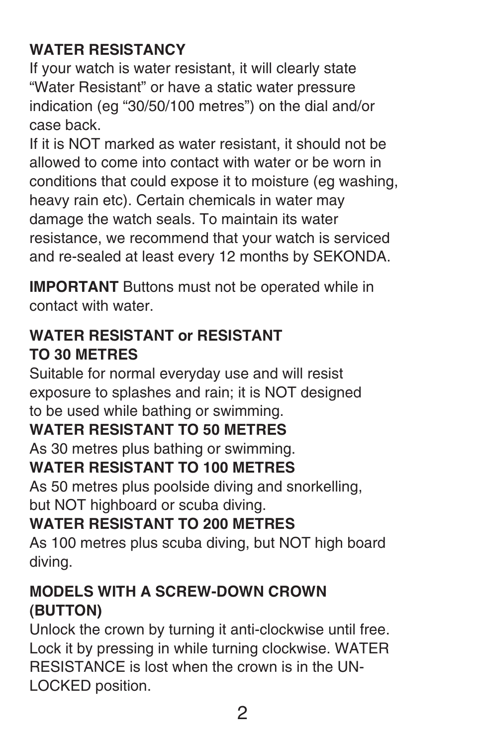## WATER RESISTANCY

If your watch is water resistant, it will clearly state "Water Resistant" or have a static water pressure indication (eg "30/50/100 metres") on the dial and/or case back.

If it is NOT marked as water resistant, it should not be allowed to come into contact with water or be worn in conditions that could expose it to moisture (eg washing, heavy rain etc). Certain chemicals in water may damage the watch seals. To maintain its water resistance, we recommend that your watch is serviced and re-sealed at least every 12 months by SEKONDA.

**IMPORTANT** Buttons must not be operated while in contact with water.

## WATER RESISTANT or RESISTANT TO 30 METRES

Suitable for normal everyday use and will resist exposure to splashes and rain; it is NOT designed to be used while bathing or swimming.

## WATER RESISTANT TO 50 METRES

As 30 metres plus bathing or swimming.

## WATER RESISTANT TO 100 METRES

As 50 metres plus poolside diving and snorkelling, but NOT highboard or scuba diving.

## WATER RESISTANT TO 200 METRES

As 100 metres plus scuba diving, but NOT high board diving.

## MODELS WITH A SCREW-DOWN CROWN (BUTTON)

Unlock the crown by turning it anti-clockwise until free. Lock it by pressing in while turning clockwise. WATER RESISTANCE is lost when the crown is in the UN-LOCKED position.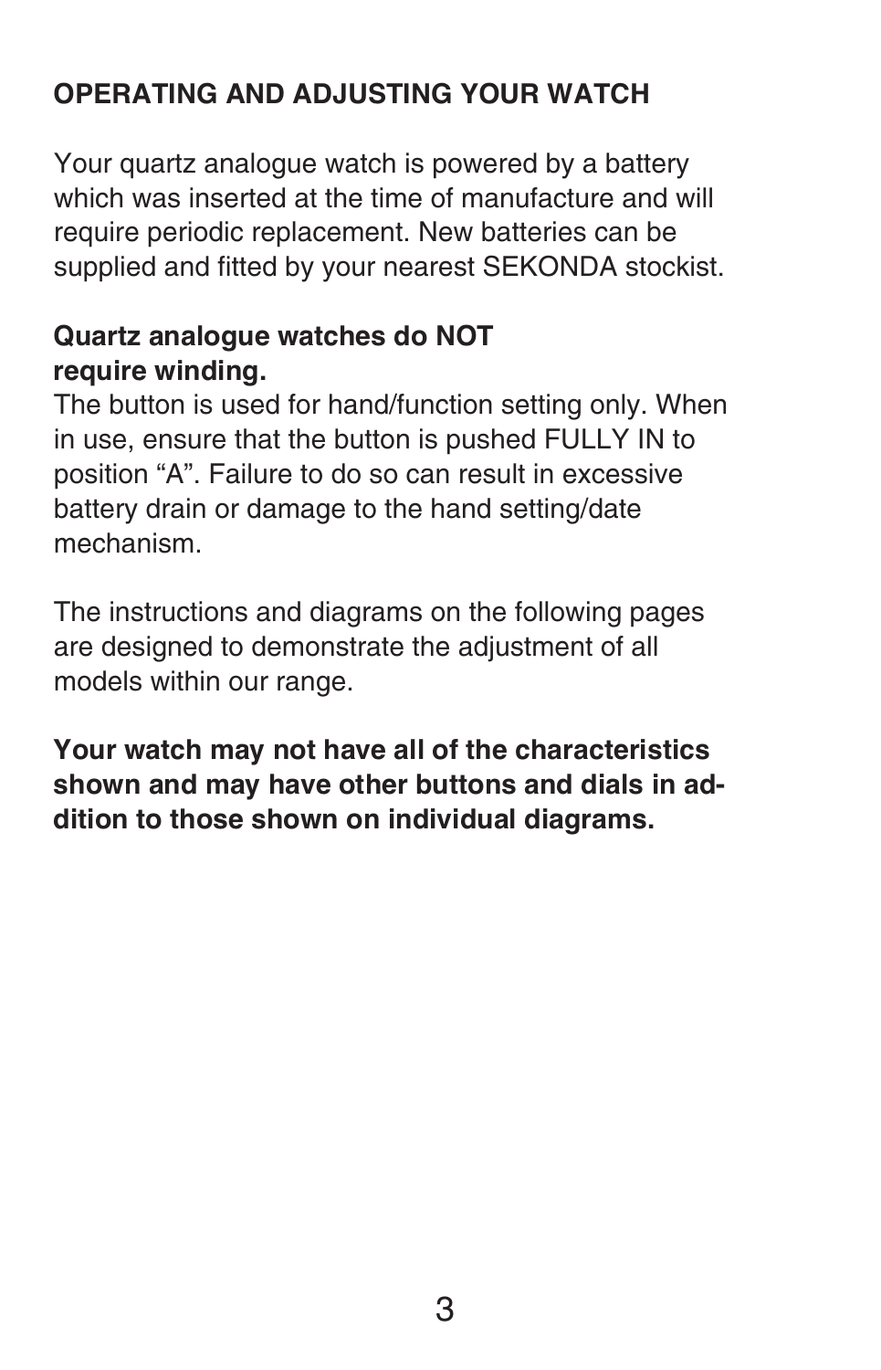## OPERATING AND ADJUSTING YOUR WATCH

Your quartz analogue watch is powered by a battery which was inserted at the time of manufacture and will require periodic replacement. New batteries can be supplied and fitted by your nearest SEKONDA stockist.

**Quartz analogue watches do NOT require winding.**

The button is used for hand/function setting only. When in use, ensure that the button is pushed FULLY IN to position "A". Failure to do so can result in excessive battery drain or damage to the hand setting/date mechanism.

The instructions and diagrams on the following pages are designed to demonstrate the adjustment of all models within our range.

**Your watch may not have all of the characteristics shown and may have other buttons and dials in addition to those shown on individual diagrams.**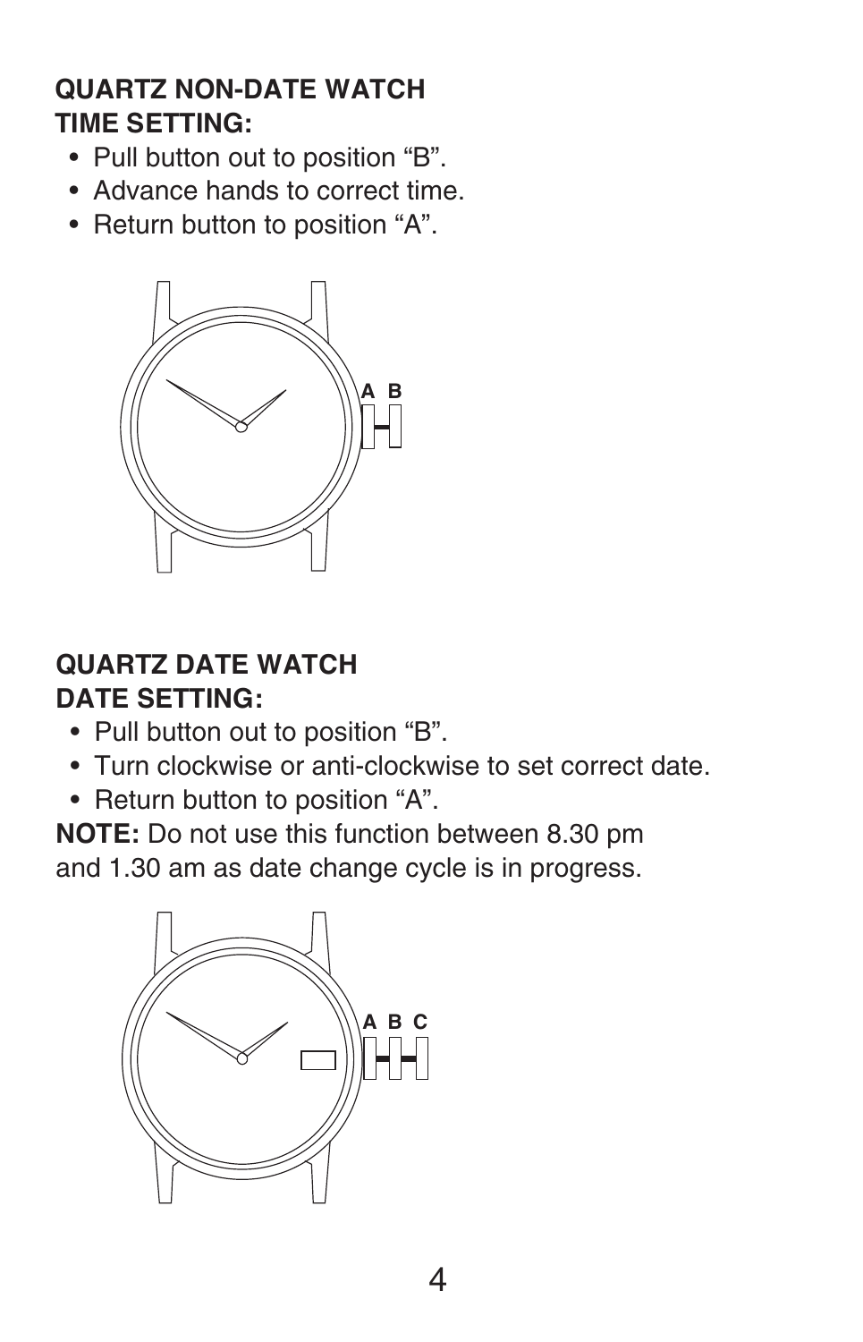## QUARTZ NON-DATE WATCH
## TIME SETTING:

- Pull button out to position "B".
- Advance hands to correct time.
- Return button to position "A".

## QUARTZ DATE WATCH
## DATE SETTING:

- Pull button out to position "B".
- Turn clockwise or anti-clockwise to set correct date.
- Return button to position "A".

**NOTE:** Do not use this function between 8.30 pm and 1.30 am as date change cycle is in progress.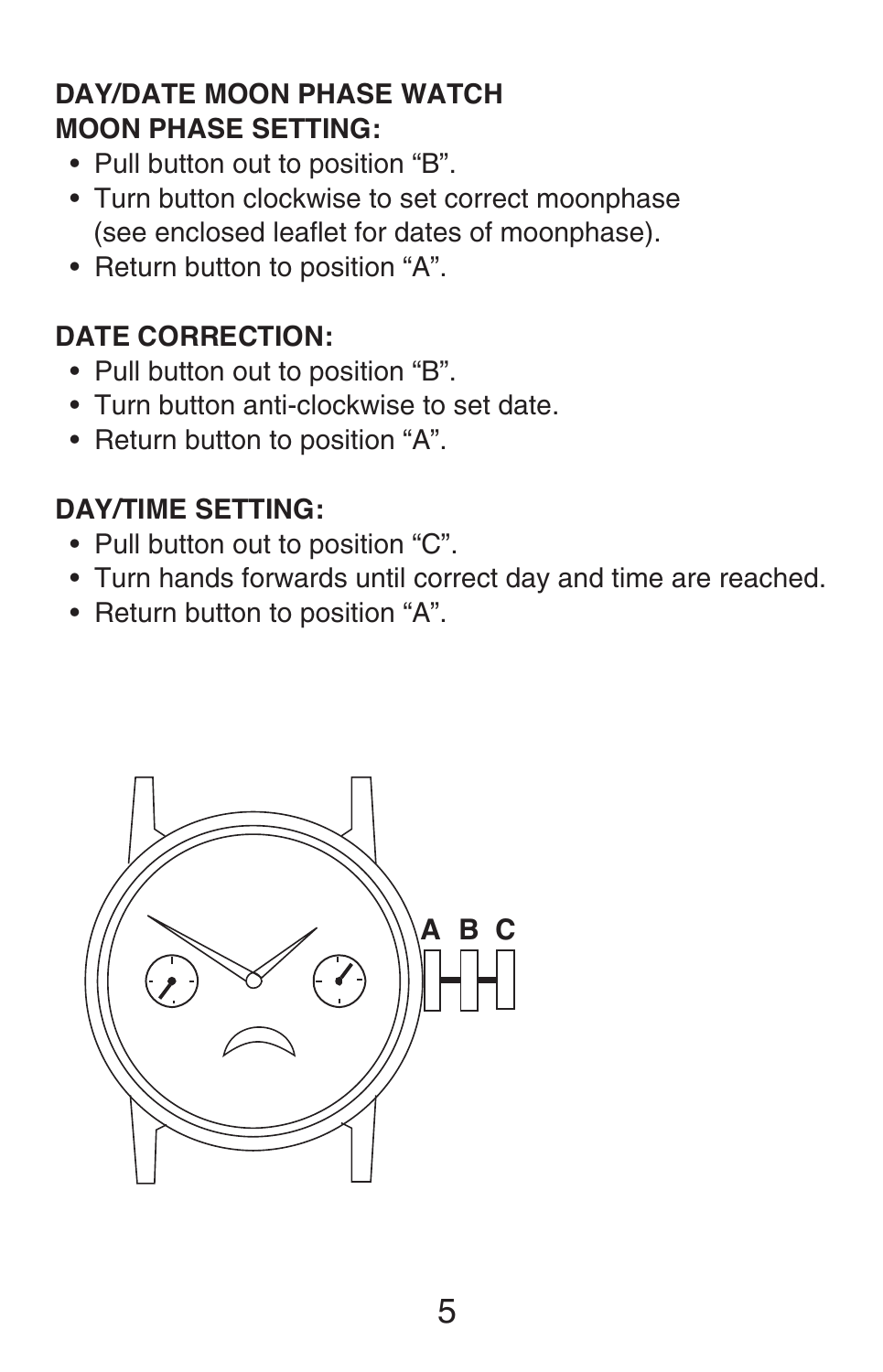## DAY/DATE MOON PHASE WATCH
## MOON PHASE SETTING:

- Pull button out to position “B”.
- Turn button clockwise to set correct moonphase (see enclosed leaflet for dates of moonphase).
- Return button to position “A”.

## DATE CORRECTION:

- Pull button out to position “B”.
- Turn button anti-clockwise to set date.
- Return button to position “A”.

## DAY/TIME SETTING:

- Pull button out to position “C”.
- Turn hands forwards until correct day and time are reached.
- Return button to position “A”.

A B C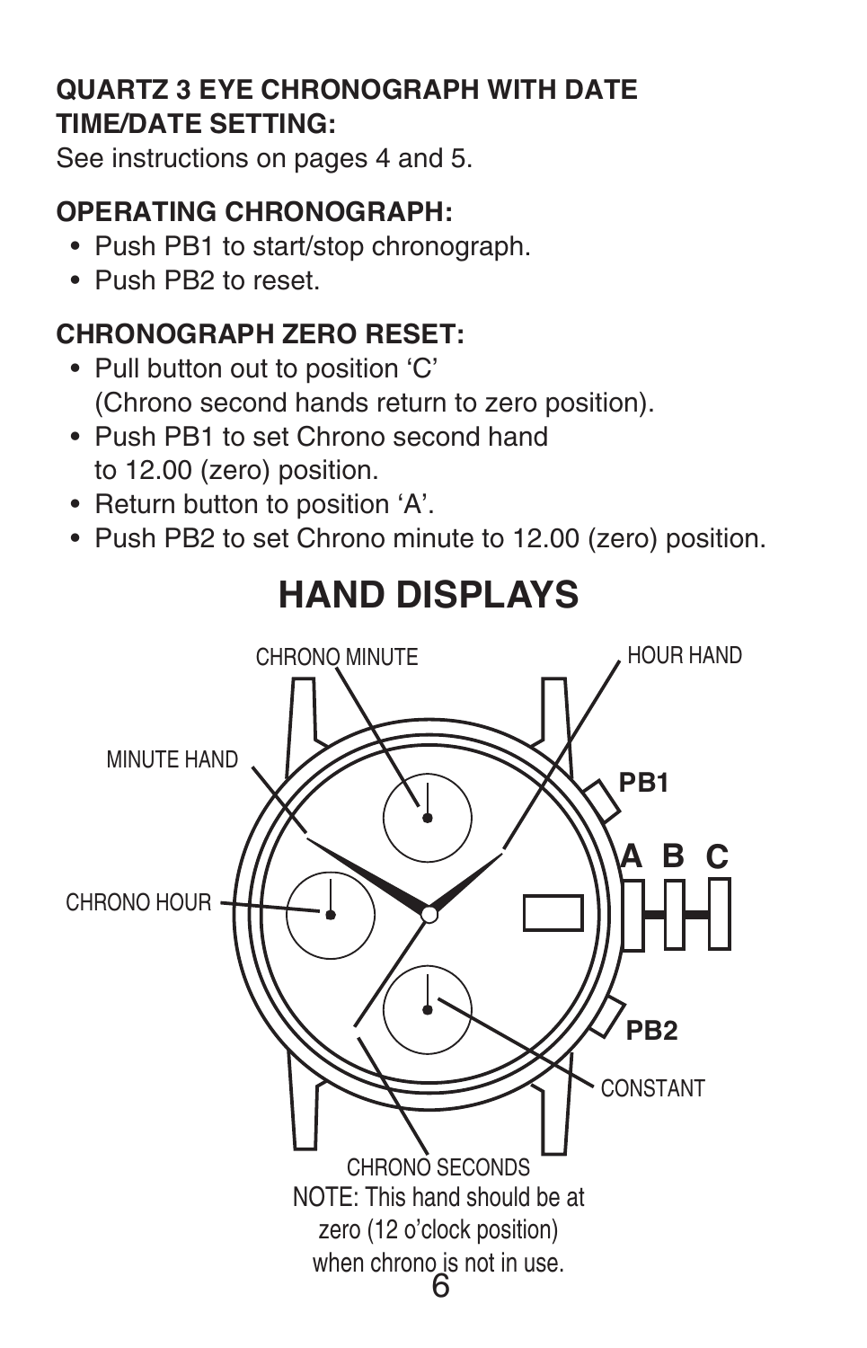**QUARTZ 3 EYE CHRONOGRAPH WITH DATE**
**TIME/DATE SETTING:**
See instructions on pages 4 and 5.

**OPERATING CHRONOGRAPH:**

- Push PB1 to start/stop chronograph.
- Push PB2 to reset.

**CHRONOGRAPH ZERO RESET:**

- Pull button out to position ‘C’ (Chrono second hands return to zero position).
- Push PB1 to set Chrono second hand to 12.00 (zero) position.
- Return button to position ‘A’.
- Push PB2 to set Chrono minute to 12.00 (zero) position.

# HAND DISPLAYS

CHRONO MINUTE
HOUR HAND
MINUTE HAND
PB1
A B C
CHRONO HOUR
PB2
CONSTANT
CHRONO SECONDS

NOTE: This hand should be at zero (12 o’clock position) when chrono is not in use.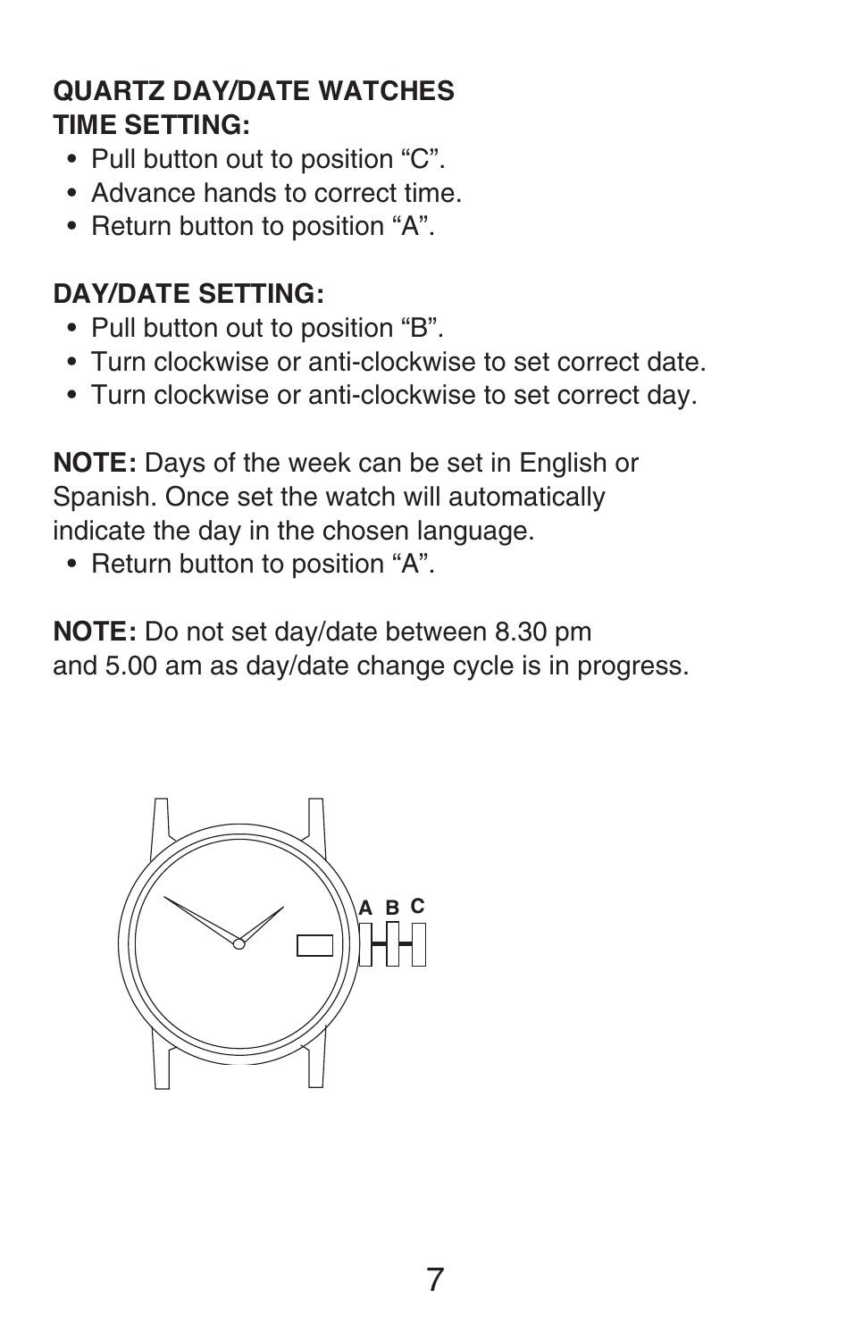**QUARTZ DAY/DATE WATCHES**
**TIME SETTING:**

- Pull button out to position “C”.
- Advance hands to correct time.
- Return button to position “A”.

**DAY/DATE SETTING:**

- Pull button out to position “B”.
- Turn clockwise or anti-clockwise to set correct date.
- Turn clockwise or anti-clockwise to set correct day.

**NOTE:** Days of the week can be set in English or Spanish. Once set the watch will automatically indicate the day in the chosen language.

- Return button to position “A”.

**NOTE:** Do not set day/date between 8.30 pm and 5.00 am as day/date change cycle is in progress.

A B C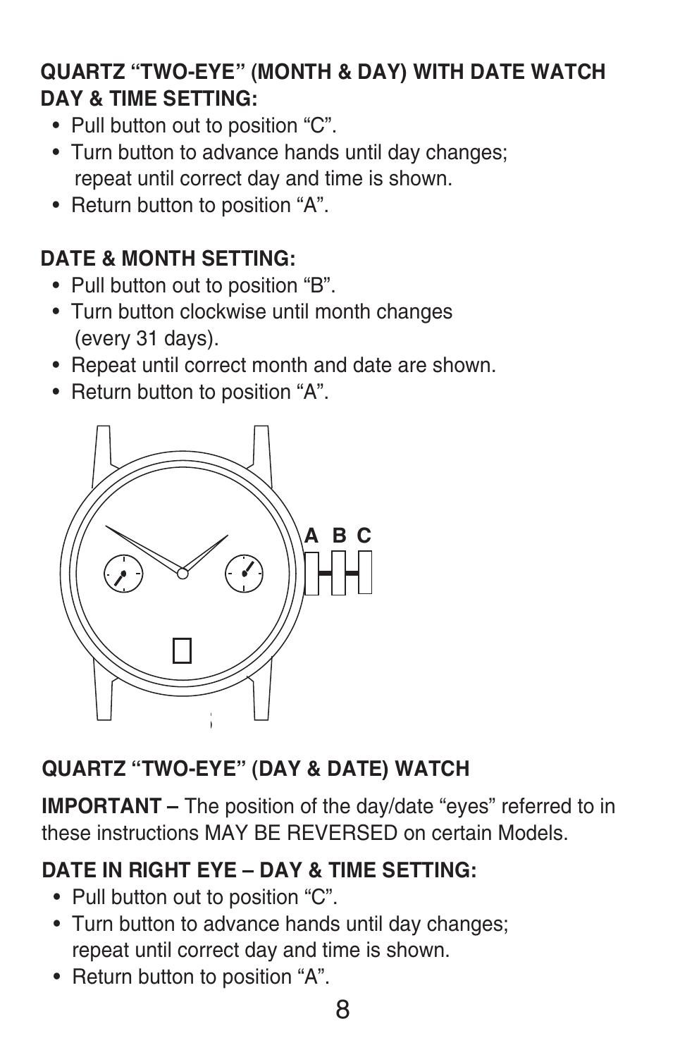## QUARTZ "TWO-EYE" (MONTH & DAY) WITH DATE WATCH

### DAY & TIME SETTING:

- Pull button out to position "C".
- Turn button to advance hands until day changes; repeat until correct day and time is shown.
- Return button to position "A".

### DATE & MONTH SETTING:

- Pull button out to position "B".
- Turn button clockwise until month changes (every 31 days).
- Repeat until correct month and date are shown.
- Return button to position "A".

A B C

## QUARTZ "TWO-EYE" (DAY & DATE) WATCH

**IMPORTANT –** The position of the day/date "eyes" referred to in these instructions MAY BE REVERSED on certain Models.

### DATE IN RIGHT EYE – DAY & TIME SETTING:

- Pull button out to position "C".
- Turn button to advance hands until day changes; repeat until correct day and time is shown.
- Return button to position "A".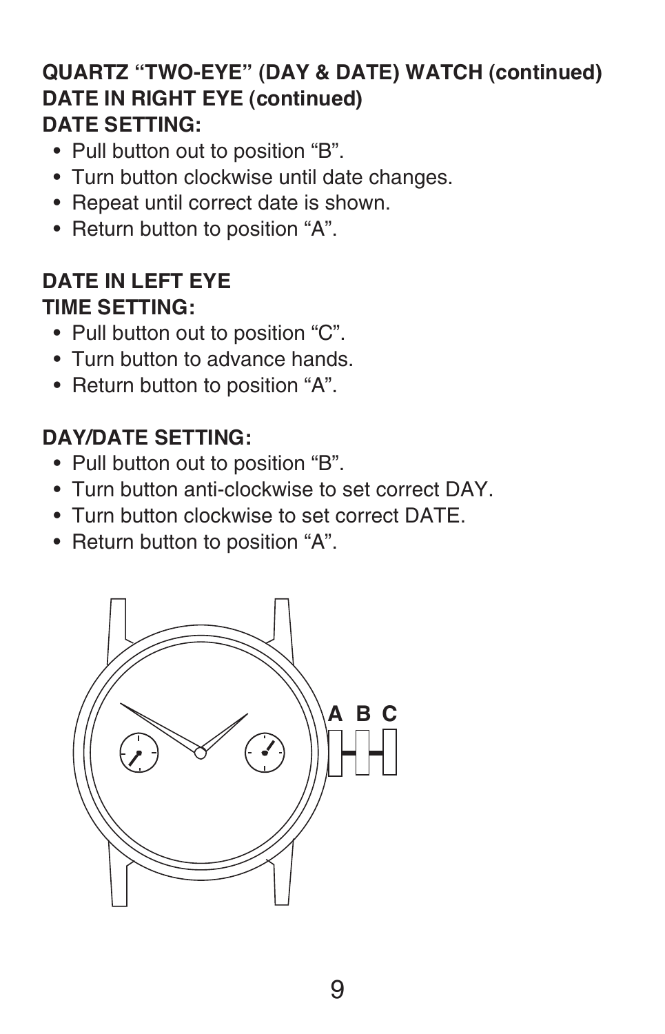**QUARTZ "TWO-EYE" (DAY & DATE) WATCH (continued)**
**DATE IN RIGHT EYE (continued)**
**DATE SETTING:**

- Pull button out to position "B".
- Turn button clockwise until date changes.
- Repeat until correct date is shown.
- Return button to position "A".

**DATE IN LEFT EYE**
**TIME SETTING:**

- Pull button out to position "C".
- Turn button to advance hands.
- Return button to position "A".

**DAY/DATE SETTING:**

- Pull button out to position "B".
- Turn button anti-clockwise to set correct DAY.
- Turn button clockwise to set correct DATE.
- Return button to position "A".

A B C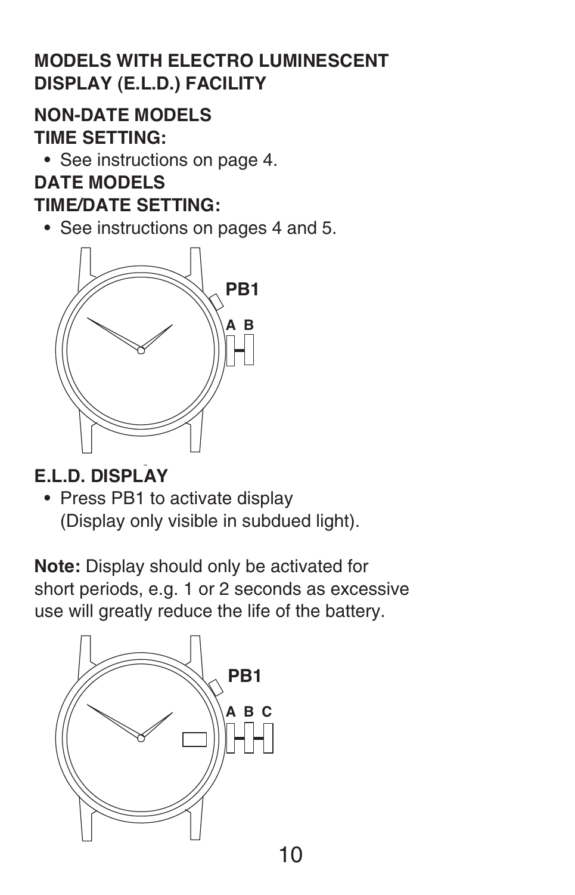## MODELS WITH ELECTRO LUMINESCENT DISPLAY (E.L.D.) FACILITY

### NON-DATE MODELS

### TIME SETTING:

- See instructions on page 4.

### DATE MODELS

### TIME/DATE SETTING:

- See instructions on pages 4 and 5.

PB1

A B

### E.L.D. DISPLAY

- Press PB1 to activate display (Display only visible in subdued light).

**Note:** Display should only be activated for short periods, e.g. 1 or 2 seconds as excessive use will greatly reduce the life of the battery.

PB1

A B C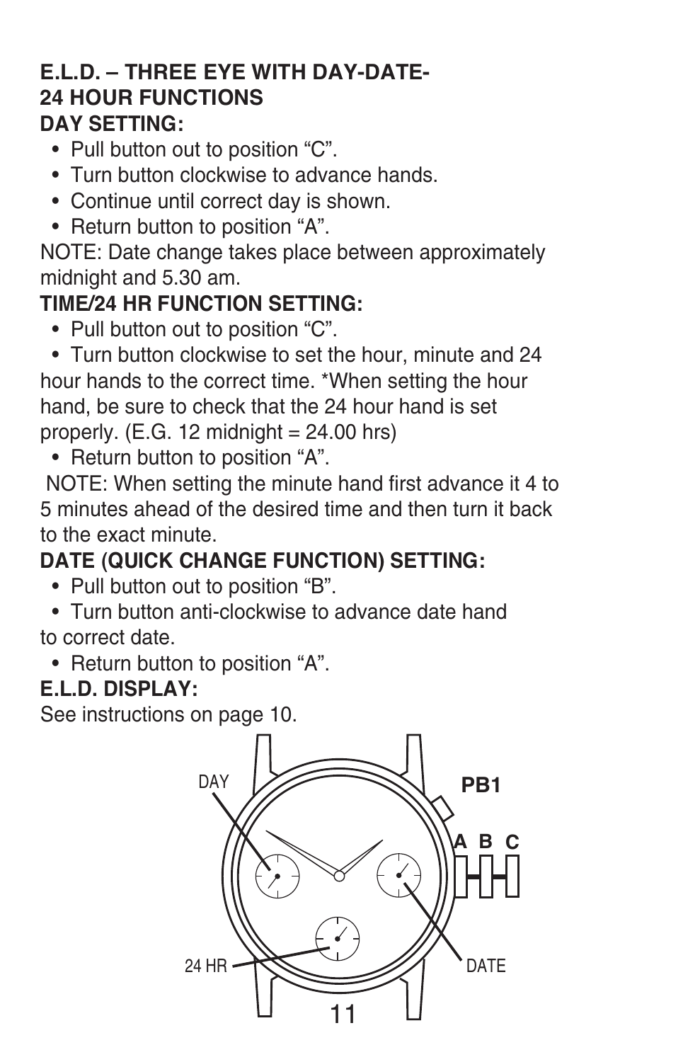## E.L.D. – THREE EYE WITH DAY-DATE-24 HOUR FUNCTIONS

**DAY SETTING:**

- Pull button out to position “C”.
- Turn button clockwise to advance hands.
- Continue until correct day is shown.
- Return button to position “A”.

NOTE: Date change takes place between approximately midnight and 5.30 am.

**TIME/24 HR FUNCTION SETTING:**

- Pull button out to position “C”.
- Turn button clockwise to set the hour, minute and 24 hour hands to the correct time. *When setting the hour hand, be sure to check that the 24 hour hand is set properly. (E.G. 12 midnight = 24.00 hrs)
- Return button to position “A”.

NOTE: When setting the minute hand first advance it 4 to 5 minutes ahead of the desired time and then turn it back to the exact minute.

**DATE (QUICK CHANGE FUNCTION) SETTING:**

- Pull button out to position “B”.
- Turn button anti-clockwise to advance date hand to correct date.
- Return button to position “A”.

**E.L.D. DISPLAY:**

See instructions on page 10.

DAY

PB1

A B C

24 HR

DATE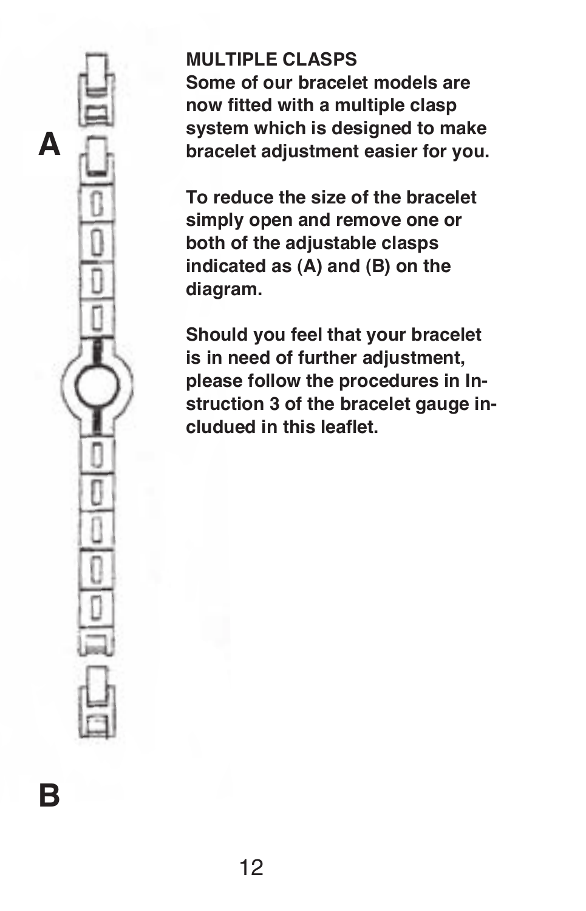A

B

**MULTIPLE CLASPS**
**Some of our bracelet models are now fitted with a multiple clasp system which is designed to make bracelet adjustment easier for you.**

**To reduce the size of the bracelet simply open and remove one or both of the adjustable clasps indicated as (A) and (B) on the diagram.**

**Should you feel that your bracelet is in need of further adjustment, please follow the procedures in Instruction 3 of the bracelet gauge incluided in this leaflet.**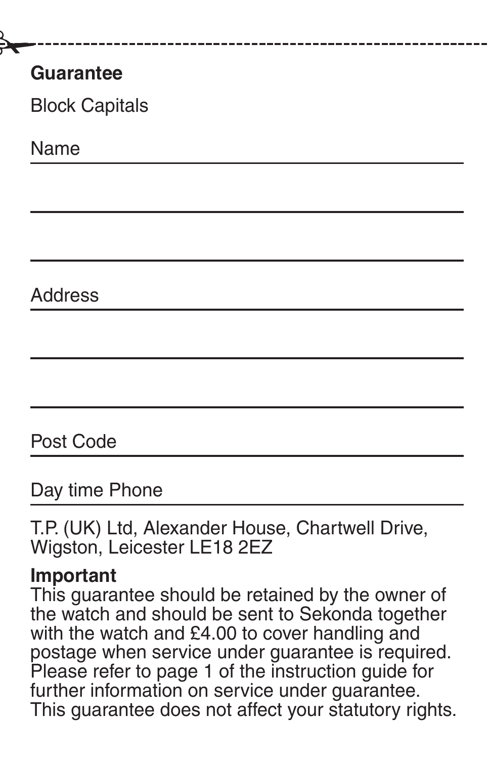**Guarantee**

Block Capitals

Name \_\_\_\_\_\_\_\_\_\_\_\_\_\_\_\_\_\_\_\_\_\_\_\_\_\_\_\_\_\_\_\_\_\_\_\_\_\_\_\_

\_\_\_\_\_\_\_\_\_\_\_\_\_\_\_\_\_\_\_\_\_\_\_\_\_\_\_\_\_\_\_\_\_\_\_\_\_\_\_\_\_\_\_\_\_

\_\_\_\_\_\_\_\_\_\_\_\_\_\_\_\_\_\_\_\_\_\_\_\_\_\_\_\_\_\_\_\_\_\_\_\_\_\_\_\_\_\_\_\_\_

Address \_\_\_\_\_\_\_\_\_\_\_\_\_\_\_\_\_\_\_\_\_\_\_\_\_\_\_\_\_\_\_\_\_\_\_\_\_\_

\_\_\_\_\_\_\_\_\_\_\_\_\_\_\_\_\_\_\_\_\_\_\_\_\_\_\_\_\_\_\_\_\_\_\_\_\_\_\_\_\_\_\_\_\_

\_\_\_\_\_\_\_\_\_\_\_\_\_\_\_\_\_\_\_\_\_\_\_\_\_\_\_\_\_\_\_\_\_\_\_\_\_\_\_\_\_\_\_\_\_

Post Code \_\_\_\_\_\_\_\_\_\_\_\_\_\_\_\_\_\_\_\_\_\_\_\_\_\_\_\_\_\_\_\_\_\_\_\_\_

Day time Phone \_\_\_\_\_\_\_\_\_\_\_\_\_\_\_\_\_\_\_\_\_\_\_\_\_\_\_\_\_\_\_\_

T.P. (UK) Ltd, Alexander House, Chartwell Drive,
Wigston, Leicester LE18 2EZ

**Important**
This guarantee should be retained by the owner of the watch and should be sent to Sekonda together with the watch and £4.00 to cover handling and postage when service under guarantee is required. Please refer to page 1 of the instruction guide for further information on service under guarantee. This guarantee does not affect your statutory rights.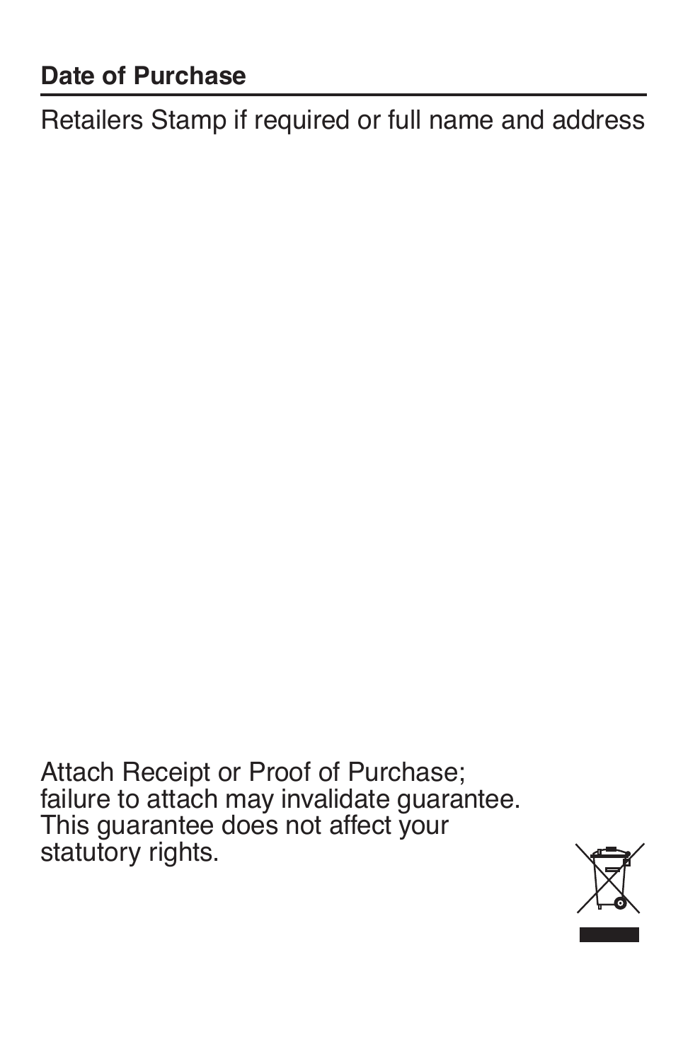**Date of Purchase**

Retailers Stamp if required or full name and address

Attach Receipt or Proof of Purchase;
failure to attach may invalidate guarantee.
This guarantee does not affect your
statutory rights.